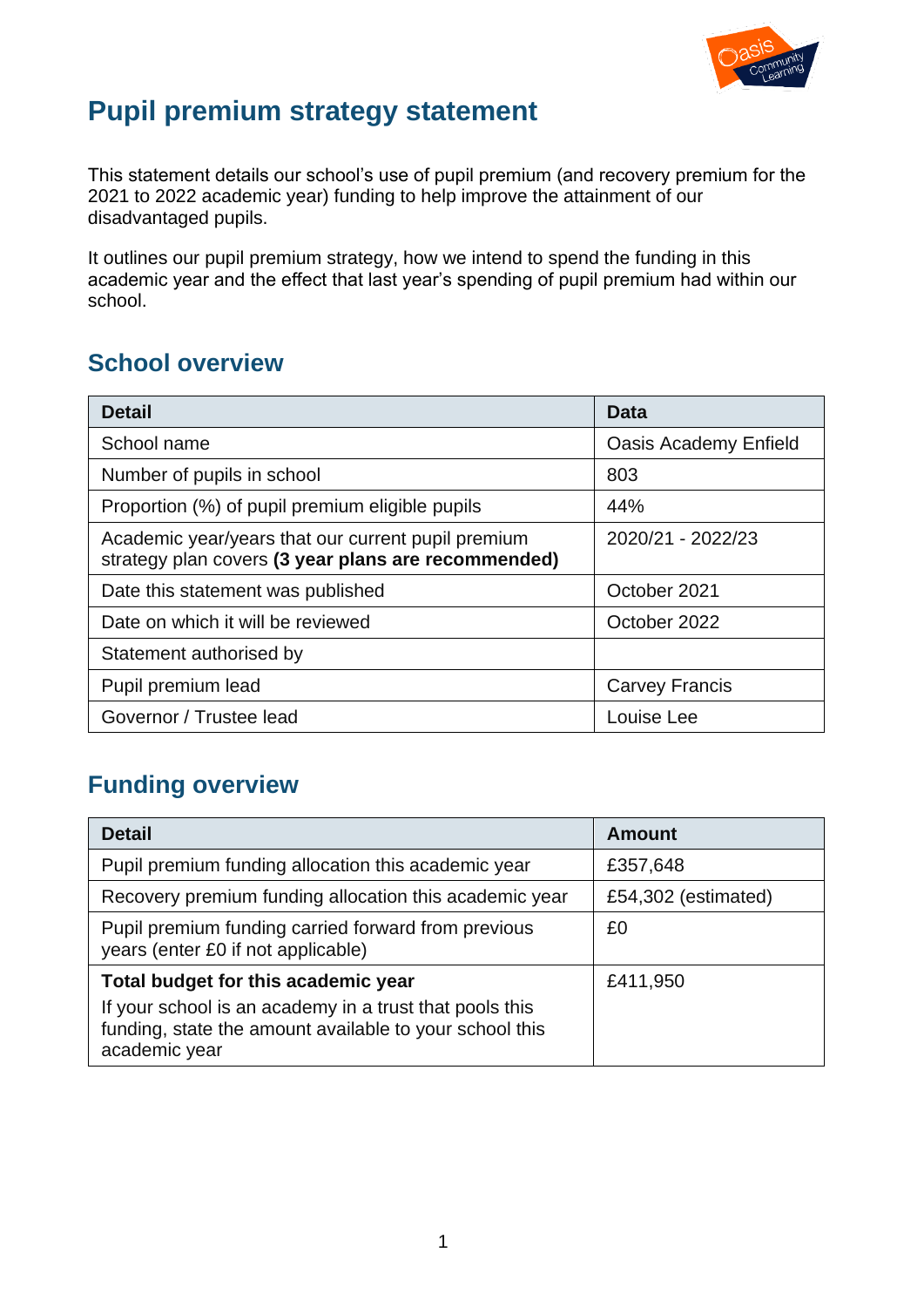# Pupil premium strategy statement

This statement details our school's use of pupil premium (and recovery premium for the 2021 to 2022 academic year) funding to help improve the attainment of our disadvantaged pupils.

It outlines our pupil premium strategy, how we intend to spend the funding in this academic year and the effect that last year's spending of pupil premium had within our school.

## School overview

| Detail | Data |
| --- | --- |
| School name | Oasis Academy Enfield |
| Number of pupils in school | 803 |
| Proportion (%) of pupil premium eligible pupils | 44% |
| Academic year/years that our current pupil premium strategy plan covers **(3 year plans are recommended)** | 2020/21 - 2022/23 |
| Date this statement was published | October 2021 |
| Date on which it will be reviewed | October 2022 |
| Statement authorised by | |
| Pupil premium lead | Carvey Francis |
| Governor / Trustee lead | Louise Lee |

## Funding overview

| Detail | Amount |
| --- | --- |
| Pupil premium funding allocation this academic year | £357,648 |
| Recovery premium funding allocation this academic year | £54,302 (estimated) |
| Pupil premium funding carried forward from previous years (enter £0 if not applicable) | £0 |
| **Total budget for this academic year**<br>If your school is an academy in a trust that pools this funding, state the amount available to your school this academic year | £411,950 |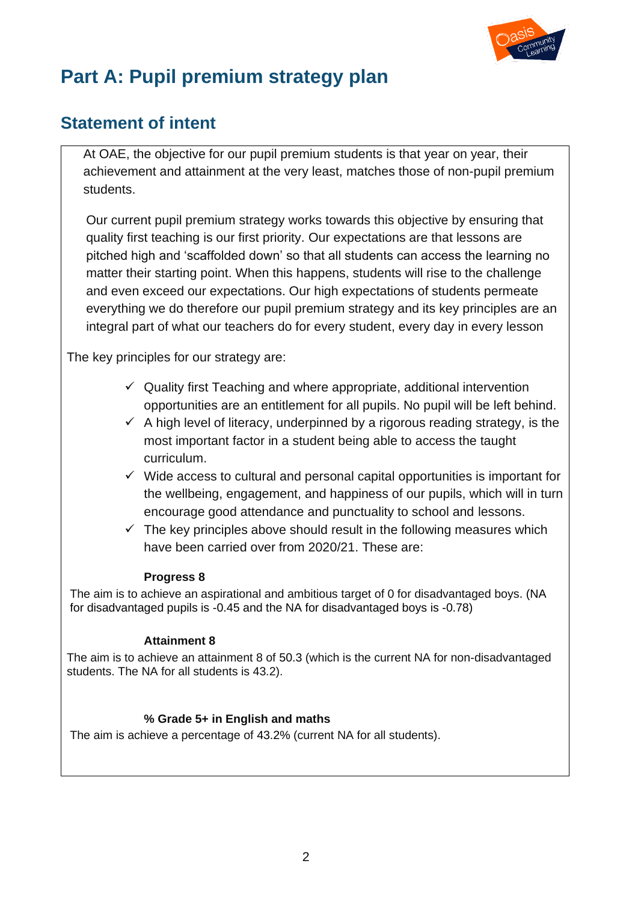# Part A: Pupil premium strategy plan

## Statement of intent

At OAE, the objective for our pupil premium students is that year on year, their achievement and attainment at the very least, matches those of non-pupil premium students.

Our current pupil premium strategy works towards this objective by ensuring that quality first teaching is our first priority. Our expectations are that lessons are pitched high and 'scaffolded down' so that all students can access the learning no matter their starting point. When this happens, students will rise to the challenge and even exceed our expectations. Our high expectations of students permeate everything we do therefore our pupil premium strategy and its key principles are an integral part of what our teachers do for every student, every day in every lesson

The key principles for our strategy are:

- ✓ Quality first Teaching and where appropriate, additional intervention opportunities are an entitlement for all pupils. No pupil will be left behind.
- ✓ A high level of literacy, underpinned by a rigorous reading strategy, is the most important factor in a student being able to access the taught curriculum.
- ✓ Wide access to cultural and personal capital opportunities is important for the wellbeing, engagement, and happiness of our pupils, which will in turn encourage good attendance and punctuality to school and lessons.
- ✓ The key principles above should result in the following measures which have been carried over from 2020/21. These are:

**Progress 8**

The aim is to achieve an aspirational and ambitious target of 0 for disadvantaged boys. (NA for disadvantaged pupils is -0.45 and the NA for disadvantaged boys is -0.78)

**Attainment 8**

The aim is to achieve an attainment 8 of 50.3 (which is the current NA for non-disadvantaged students. The NA for all students is 43.2).

**% Grade 5+ in English and maths**

The aim is achieve a percentage of 43.2% (current NA for all students).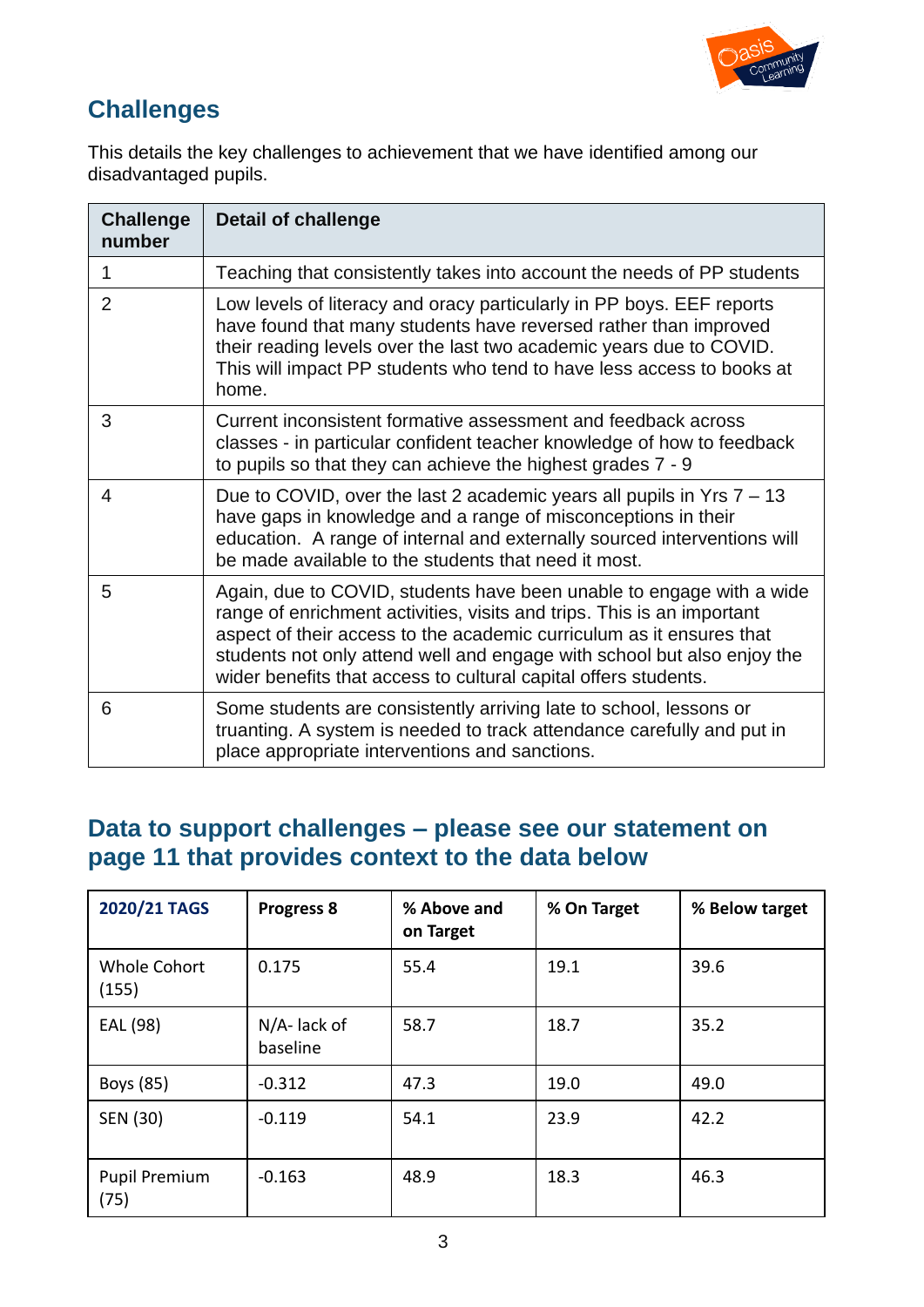## Challenges

This details the key challenges to achievement that we have identified among our disadvantaged pupils.

| Challenge number | Detail of challenge |
|---|---|
| 1 | Teaching that consistently takes into account the needs of PP students |
| 2 | Low levels of literacy and oracy particularly in PP boys. EEF reports have found that many students have reversed rather than improved their reading levels over the last two academic years due to COVID. This will impact PP students who tend to have less access to books at home. |
| 3 | Current inconsistent formative assessment and feedback across classes - in particular confident teacher knowledge of how to feedback to pupils so that they can achieve the highest grades 7 - 9 |
| 4 | Due to COVID, over the last 2 academic years all pupils in Yrs 7 – 13 have gaps in knowledge and a range of misconceptions in their education. A range of internal and externally sourced interventions will be made available to the students that need it most. |
| 5 | Again, due to COVID, students have been unable to engage with a wide range of enrichment activities, visits and trips. This is an important aspect of their access to the academic curriculum as it ensures that students not only attend well and engage with school but also enjoy the wider benefits that access to cultural capital offers students. |
| 6 | Some students are consistently arriving late to school, lessons or truanting. A system is needed to track attendance carefully and put in place appropriate interventions and sanctions. |

## Data to support challenges – please see our statement on page 11 that provides context to the data below

| 2020/21 TAGS | Progress 8 | % Above and on Target | % On Target | % Below target |
|---|---|---|---|---|
| Whole Cohort (155) | 0.175 | 55.4 | 19.1 | 39.6 |
| EAL (98) | N/A- lack of baseline | 58.7 | 18.7 | 35.2 |
| Boys (85) | -0.312 | 47.3 | 19.0 | 49.0 |
| SEN (30) | -0.119 | 54.1 | 23.9 | 42.2 |
| Pupil Premium (75) | -0.163 | 48.9 | 18.3 | 46.3 |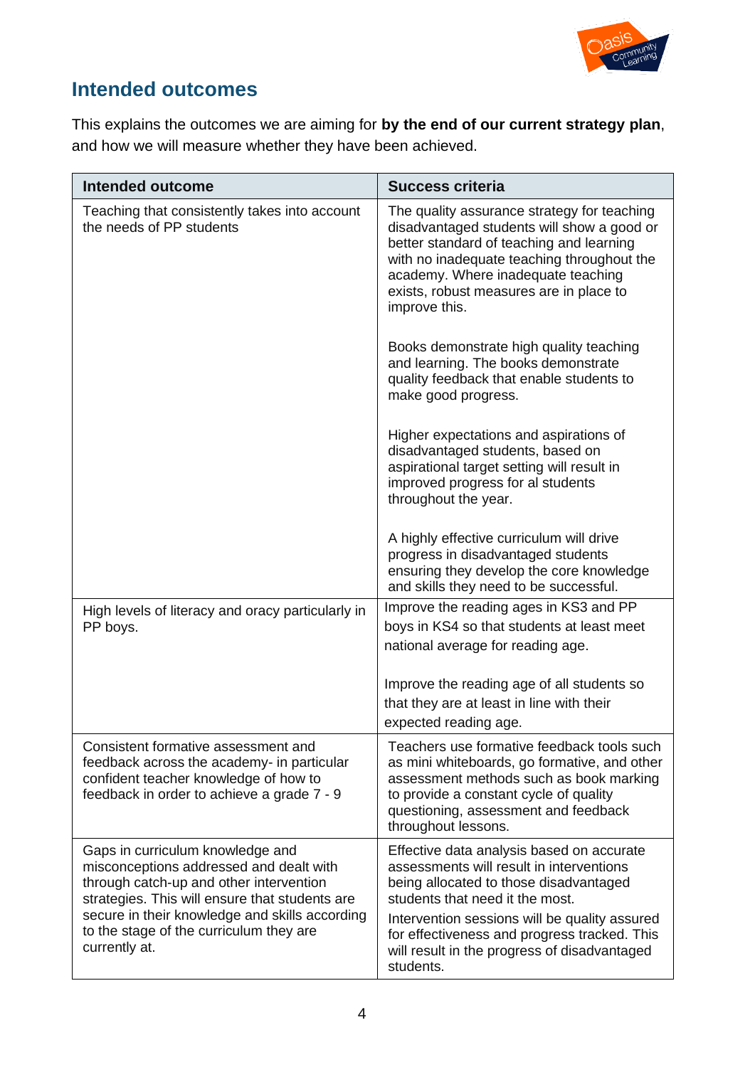## Intended outcomes

This explains the outcomes we are aiming for **by the end of our current strategy plan**, and how we will measure whether they have been achieved.

| Intended outcome | Success criteria |
|---|---|
| Teaching that consistently takes into account the needs of PP students | The quality assurance strategy for teaching disadvantaged students will show a good or better standard of teaching and learning with no inadequate teaching throughout the academy. Where inadequate teaching exists, robust measures are in place to improve this.<br><br>Books demonstrate high quality teaching and learning. The books demonstrate quality feedback that enable students to make good progress.<br><br>Higher expectations and aspirations of disadvantaged students, based on aspirational target setting will result in improved progress for al students throughout the year.<br><br>A highly effective curriculum will drive progress in disadvantaged students ensuring they develop the core knowledge and skills they need to be successful. |
| High levels of literacy and oracy particularly in PP boys. | Improve the reading ages in KS3 and PP boys in KS4 so that students at least meet national average for reading age.<br><br>Improve the reading age of all students so that they are at least in line with their expected reading age. |
| Consistent formative assessment and feedback across the academy- in particular confident teacher knowledge of how to feedback in order to achieve a grade 7 - 9 | Teachers use formative feedback tools such as mini whiteboards, go formative, and other assessment methods such as book marking to provide a constant cycle of quality questioning, assessment and feedback throughout lessons. |
| Gaps in curriculum knowledge and misconceptions addressed and dealt with through catch-up and other intervention strategies. This will ensure that students are secure in their knowledge and skills according to the stage of the curriculum they are currently at. | Effective data analysis based on accurate assessments will result in interventions being allocated to those disadvantaged students that need it the most.<br><br>Intervention sessions will be quality assured for effectiveness and progress tracked. This will result in the progress of disadvantaged students. |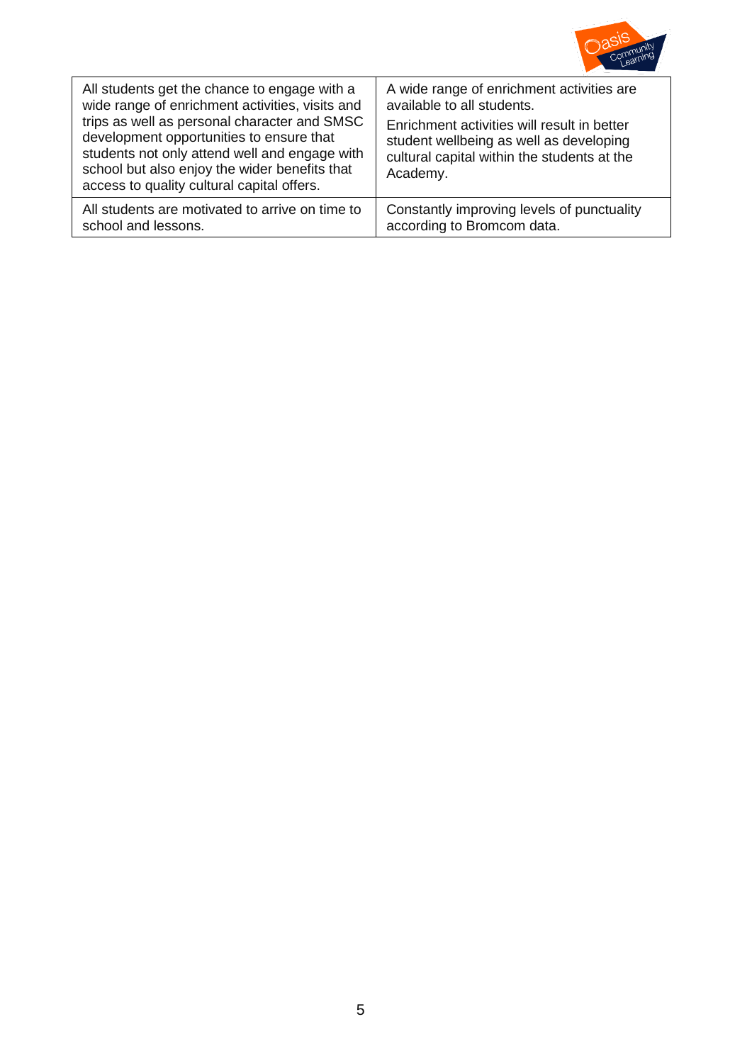| | |
|---|---|
| All students get the chance to engage with a wide range of enrichment activities, visits and trips as well as personal character and SMSC development opportunities to ensure that students not only attend well and engage with school but also enjoy the wider benefits that access to quality cultural capital offers. | A wide range of enrichment activities are available to all students.<br><br>Enrichment activities will result in better student wellbeing as well as developing cultural capital within the students at the Academy. |
| All students are motivated to arrive on time to school and lessons. | Constantly improving levels of punctuality according to Bromcom data. |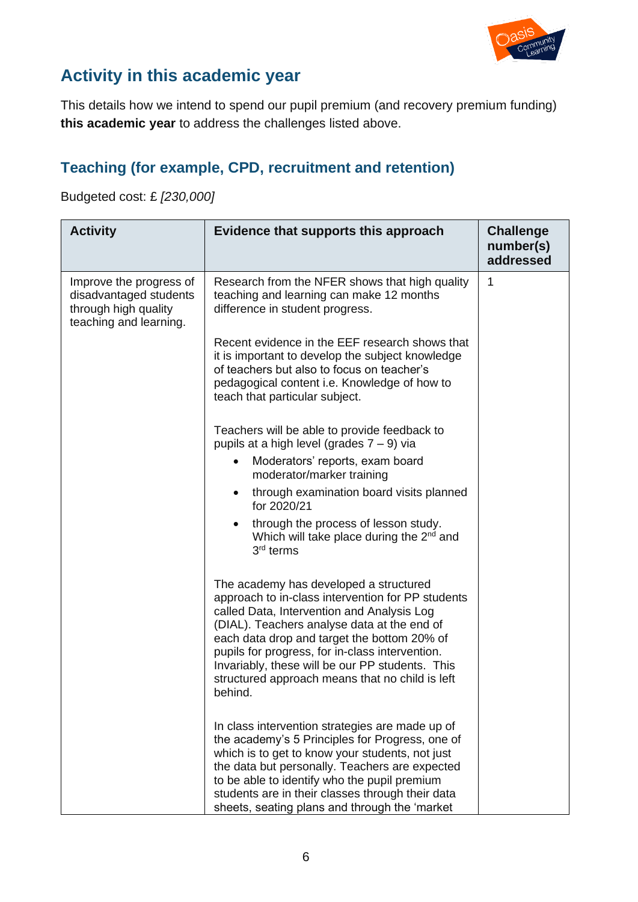## Activity in this academic year

This details how we intend to spend our pupil premium (and recovery premium funding) **this academic year** to address the challenges listed above.

### Teaching (for example, CPD, recruitment and retention)

Budgeted cost: £ *[230,000]*

| Activity | Evidence that supports this approach | Challenge number(s) addressed |
|---|---|---|
| Improve the progress of disadvantaged students through high quality teaching and learning. | Research from the NFER shows that high quality teaching and learning can make 12 months difference in student progress.<br><br>Recent evidence in the EEF research shows that it is important to develop the subject knowledge of teachers but also to focus on teacher's pedagogical content i.e. Knowledge of how to teach that particular subject.<br><br>Teachers will be able to provide feedback to pupils at a high level (grades 7 – 9) via<br>• Moderators' reports, exam board moderator/marker training<br>• through examination board visits planned for 2020/21<br>• through the process of lesson study. Which will take place during the 2nd and 3rd terms<br><br>The academy has developed a structured approach to in-class intervention for PP students called Data, Intervention and Analysis Log (DIAL). Teachers analyse data at the end of each data drop and target the bottom 20% of pupils for progress, for in-class intervention. Invariably, these will be our PP students. This structured approach means that no child is left behind.<br><br>In class intervention strategies are made up of the academy's 5 Principles for Progress, one of which is to get to know your students, not just the data but personally. Teachers are expected to be able to identify who the pupil premium students are in their classes through their data sheets, seating plans and through the 'market | 1 |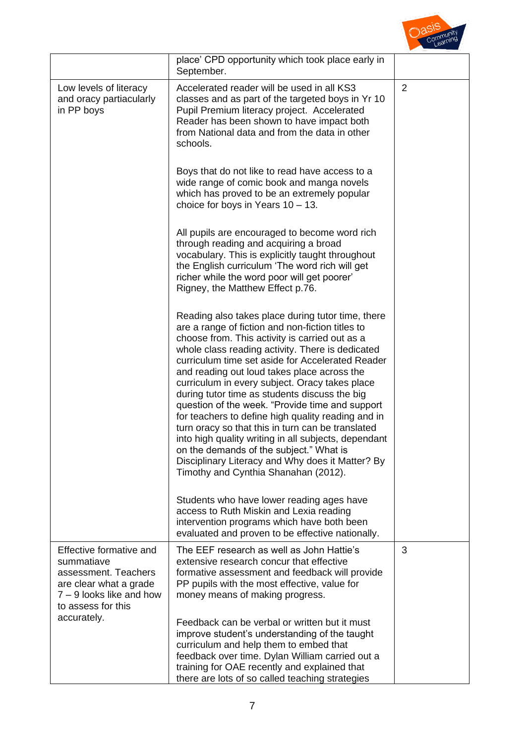| | | |
|---|---|---|
| | place' CPD opportunity which took place early in September. | |
| Low levels of literacy and oracy partiacularly in PP boys | Accelerated reader will be used in all KS3 classes and as part of the targeted boys in Yr 10 Pupil Premium literacy project. Accelerated Reader has been shown to have impact both from National data and from the data in other schools.<br><br>Boys that do not like to read have access to a wide range of comic book and manga novels which has proved to be an extremely popular choice for boys in Years 10 – 13.<br><br>All pupils are encouraged to become word rich through reading and acquiring a broad vocabulary. This is explicitly taught throughout the English curriculum 'The word rich will get richer while the word poor will get poorer' Rigney, the Matthew Effect p.76.<br><br>Reading also takes place during tutor time, there are a range of fiction and non-fiction titles to choose from. This activity is carried out as a whole class reading activity. There is dedicated curriculum time set aside for Accelerated Reader and reading out loud takes place across the curriculum in every subject. Oracy takes place during tutor time as students discuss the big question of the week. "Provide time and support for teachers to define high quality reading and in turn oracy so that this in turn can be translated into high quality writing in all subjects, dependant on the demands of the subject." What is Disciplinary Literacy and Why does it Matter? By Timothy and Cynthia Shanahan (2012).<br><br>Students who have lower reading ages have access to Ruth Miskin and Lexia reading intervention programs which have both been evaluated and proven to be effective nationally. | 2 |
| Effective formative and summatiave assessment. Teachers are clear what a grade 7 – 9 looks like and how to assess for this accurately. | The EEF research as well as John Hattie's extensive research concur that effective formative assessment and feedback will provide PP pupils with the most effective, value for money means of making progress.<br><br>Feedback can be verbal or written but it must improve student's understanding of the taught curriculum and help them to embed that feedback over time. Dylan William carried out a training for OAE recently and explained that there are lots of so called teaching strategies | 3 |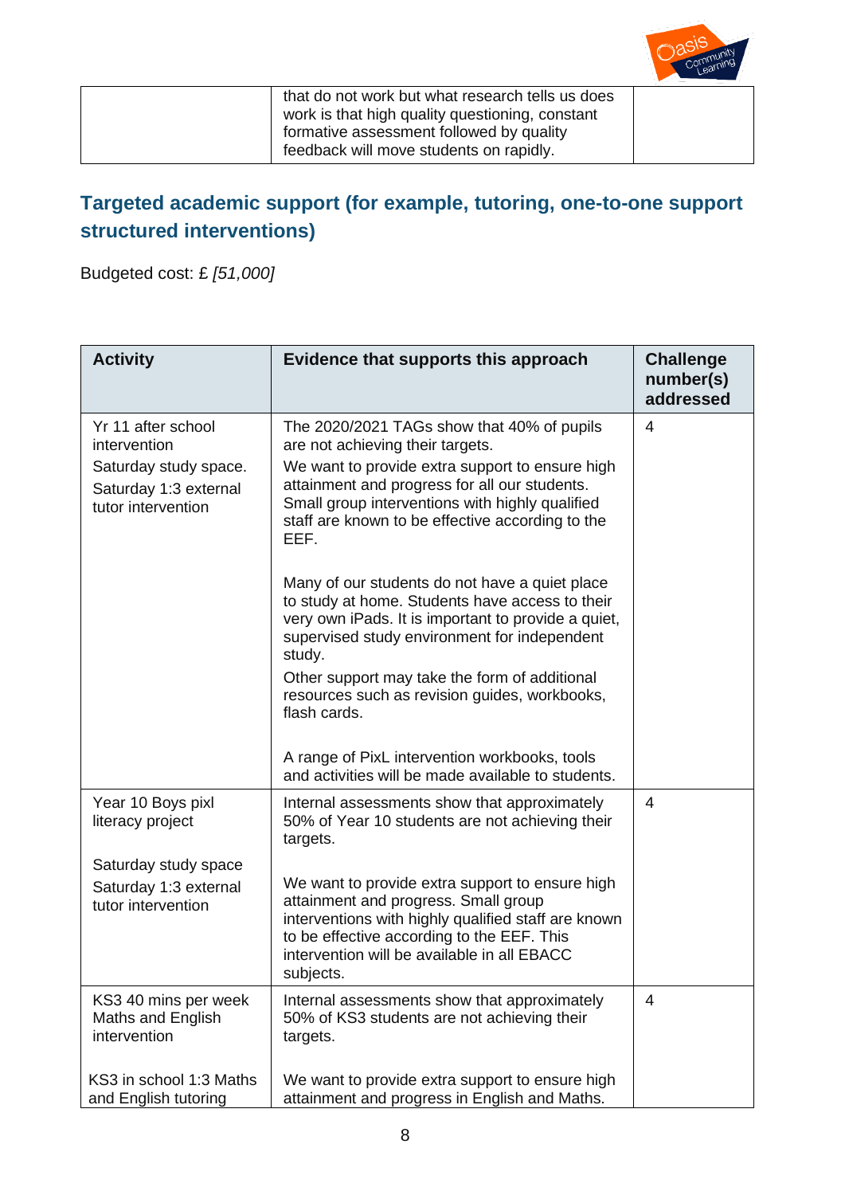| | that do not work but what research tells us does work is that high quality questioning, constant formative assessment followed by quality feedback will move students on rapidly. | |
|---|---|---|

## Targeted academic support (for example, tutoring, one-to-one support structured interventions)

Budgeted cost: £ *[51,000]*

| Activity | Evidence that supports this approach | Challenge number(s) addressed |
|---|---|---|
| Yr 11 after school intervention<br>Saturday study space.<br>Saturday 1:3 external tutor intervention | The 2020/2021 TAGs show that 40% of pupils are not achieving their targets.<br>We want to provide extra support to ensure high attainment and progress for all our students. Small group interventions with highly qualified staff are known to be effective according to the EEF.<br><br>Many of our students do not have a quiet place to study at home. Students have access to their very own iPads. It is important to provide a quiet, supervised study environment for independent study.<br>Other support may take the form of additional resources such as revision guides, workbooks, flash cards.<br><br>A range of PixL intervention workbooks, tools and activities will be made available to students. | 4 |
| Year 10 Boys pixl literacy project<br><br>Saturday study space<br>Saturday 1:3 external tutor intervention | Internal assessments show that approximately 50% of Year 10 students are not achieving their targets.<br><br>We want to provide extra support to ensure high attainment and progress. Small group interventions with highly qualified staff are known to be effective according to the EEF. This intervention will be available in all EBACC subjects. | 4 |
| KS3 40 mins per week Maths and English intervention<br><br>KS3 in school 1:3 Maths and English tutoring | Internal assessments show that approximately 50% of KS3 students are not achieving their targets.<br><br>We want to provide extra support to ensure high attainment and progress in English and Maths. | 4 |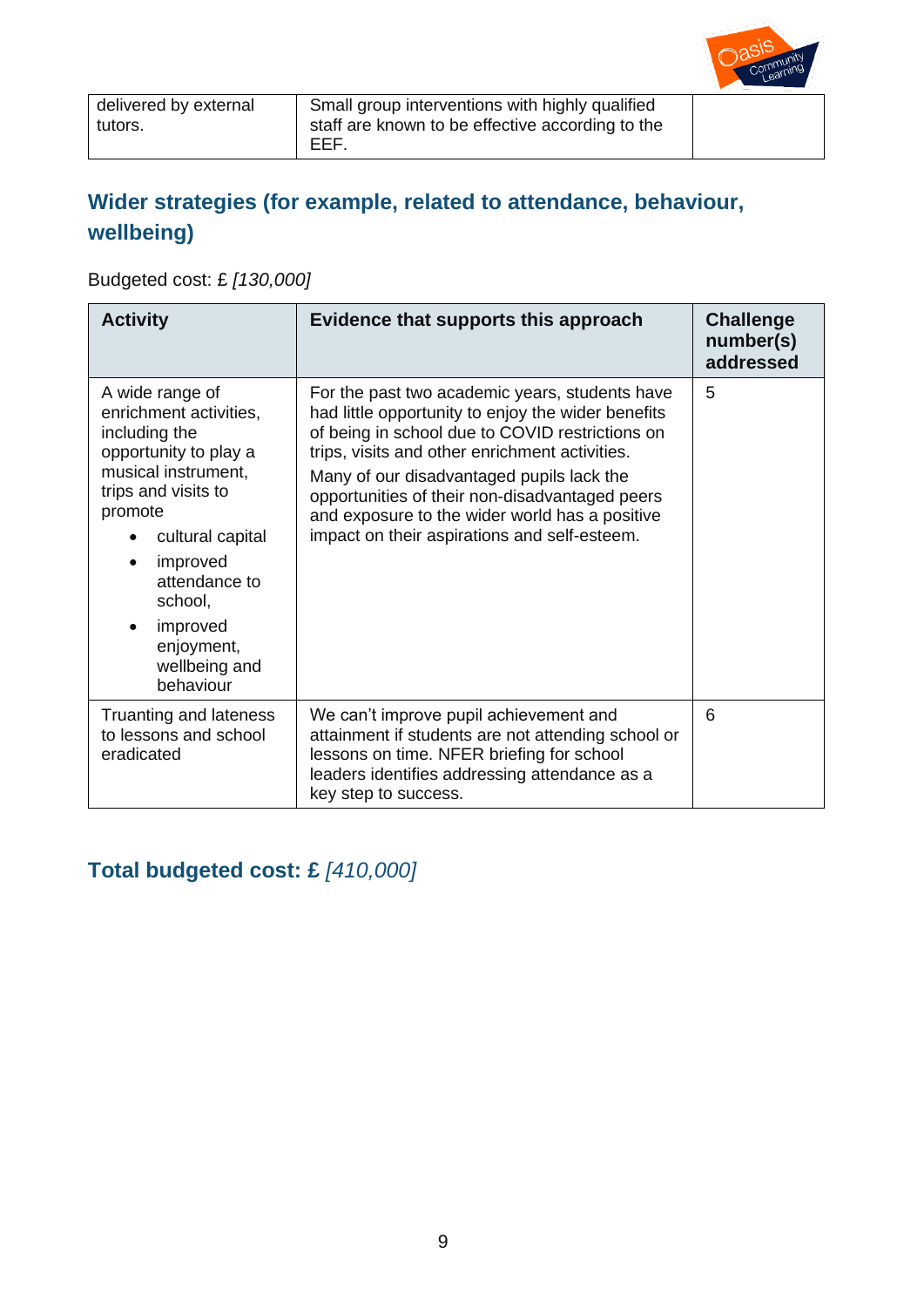| delivered by external tutors. | Small group interventions with highly qualified staff are known to be effective according to the EEF. | |
|---|---|---|

## Wider strategies (for example, related to attendance, behaviour, wellbeing)

Budgeted cost: £ *[130,000]*

| Activity | Evidence that supports this approach | Challenge number(s) addressed |
|---|---|---|
| A wide range of enrichment activities, including the opportunity to play a musical instrument, trips and visits to promote<br>• cultural capital<br>• improved attendance to school,<br>• improved enjoyment, wellbeing and behaviour | For the past two academic years, students have had little opportunity to enjoy the wider benefits of being in school due to COVID restrictions on trips, visits and other enrichment activities.<br>Many of our disadvantaged pupils lack the opportunities of their non-disadvantaged peers and exposure to the wider world has a positive impact on their aspirations and self-esteem. | 5 |
| Truanting and lateness to lessons and school eradicated | We can't improve pupil achievement and attainment if students are not attending school or lessons on time. NFER briefing for school leaders identifies addressing attendance as a key step to success. | 6 |

## Total budgeted cost: £ *[410,000]*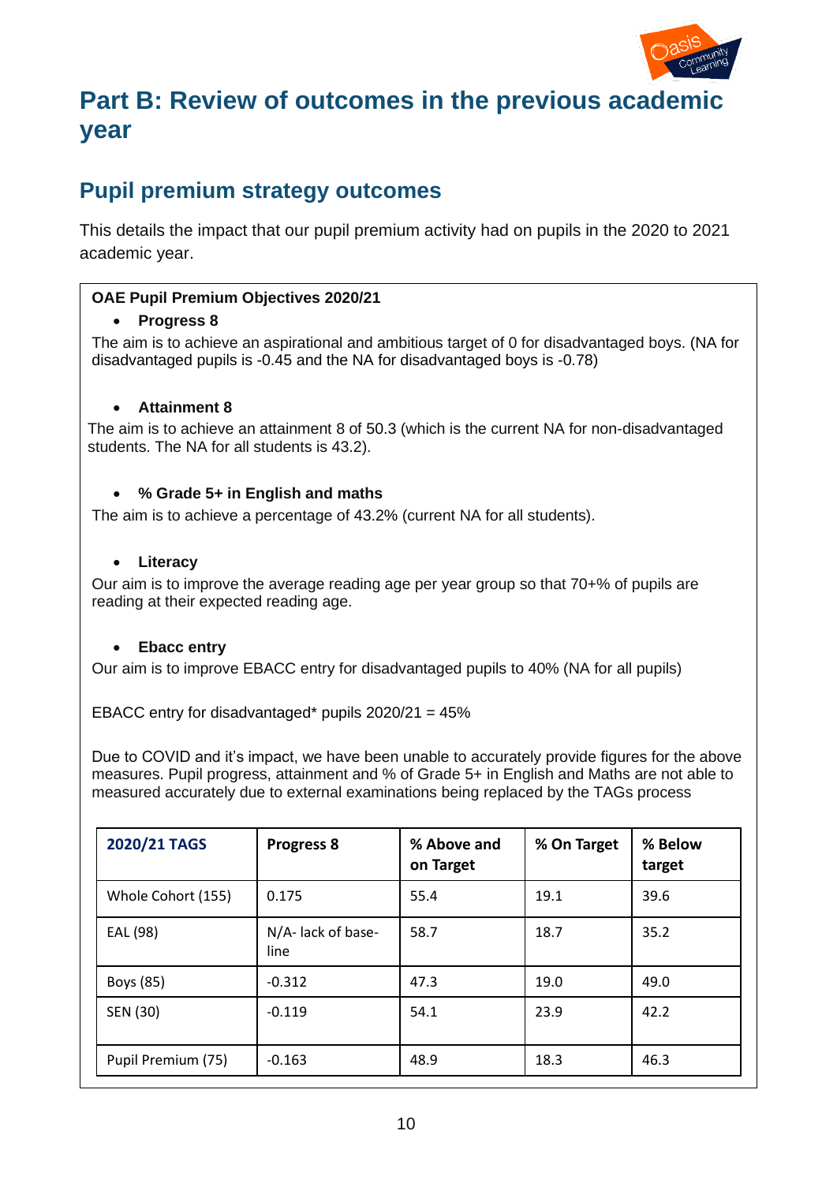# Part B: Review of outcomes in the previous academic year

## Pupil premium strategy outcomes

This details the impact that our pupil premium activity had on pupils in the 2020 to 2021 academic year.

**OAE Pupil Premium Objectives 2020/21**

- **Progress 8**

The aim is to achieve an aspirational and ambitious target of 0 for disadvantaged boys. (NA for disadvantaged pupils is -0.45 and the NA for disadvantaged boys is -0.78)

- **Attainment 8**

The aim is to achieve an attainment 8 of 50.3 (which is the current NA for non-disadvantaged students. The NA for all students is 43.2).

- **% Grade 5+ in English and maths**

The aim is to achieve a percentage of 43.2% (current NA for all students).

- **Literacy**

Our aim is to improve the average reading age per year group so that 70+% of pupils are reading at their expected reading age.

- **Ebacc entry**

Our aim is to improve EBACC entry for disadvantaged pupils to 40% (NA for all pupils)

EBACC entry for disadvantaged* pupils 2020/21 = 45%

Due to COVID and it's impact, we have been unable to accurately provide figures for the above measures. Pupil progress, attainment and % of Grade 5+ in English and Maths are not able to measured accurately due to external examinations being replaced by the TAGs process

| 2020/21 TAGS | Progress 8 | % Above and on Target | % On Target | % Below target |
|---|---|---|---|---|
| Whole Cohort (155) | 0.175 | 55.4 | 19.1 | 39.6 |
| EAL (98) | N/A- lack of base-line | 58.7 | 18.7 | 35.2 |
| Boys (85) | -0.312 | 47.3 | 19.0 | 49.0 |
| SEN (30) | -0.119 | 54.1 | 23.9 | 42.2 |
| Pupil Premium (75) | -0.163 | 48.9 | 18.3 | 46.3 |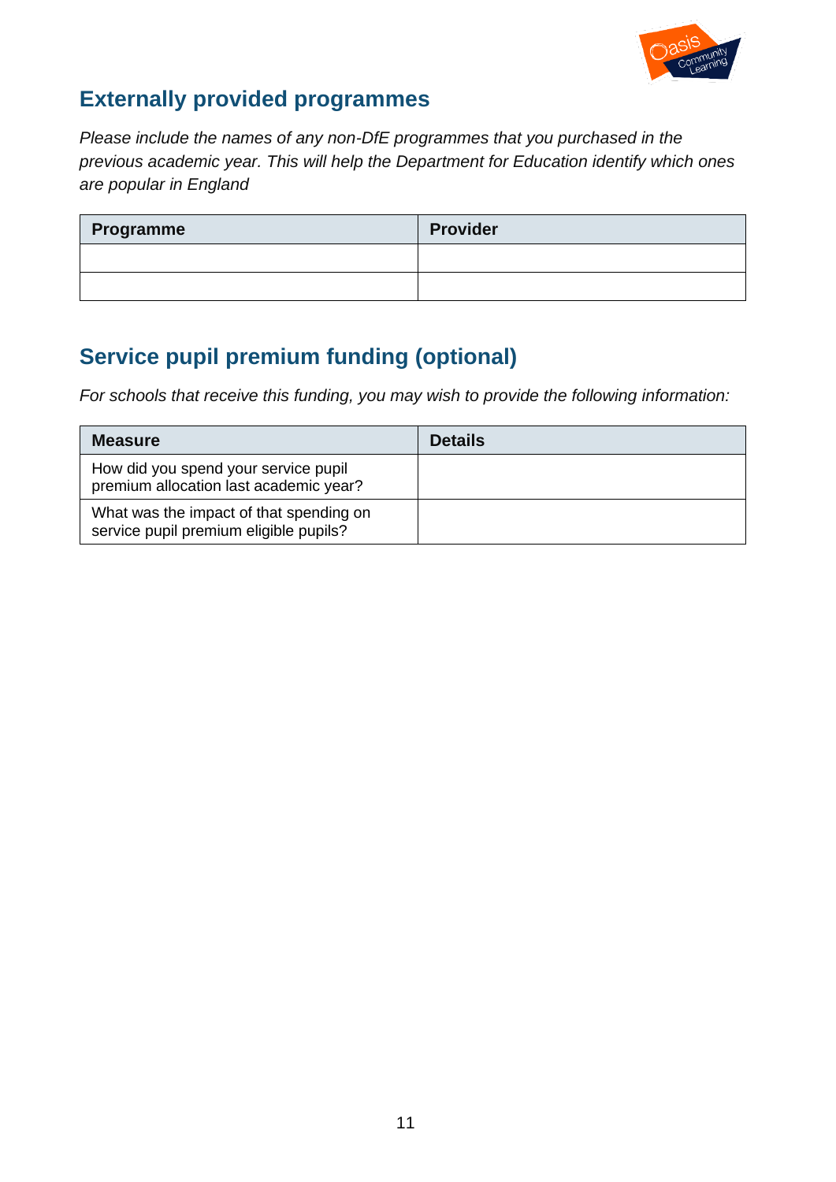## Externally provided programmes

*Please include the names of any non-DfE programmes that you purchased in the previous academic year. This will help the Department for Education identify which ones are popular in England*

| Programme | Provider |
|---|---|
| | |
| | |

## Service pupil premium funding (optional)

*For schools that receive this funding, you may wish to provide the following information:*

| Measure | Details |
|---|---|
| How did you spend your service pupil premium allocation last academic year? | |
| What was the impact of that spending on service pupil premium eligible pupils? | |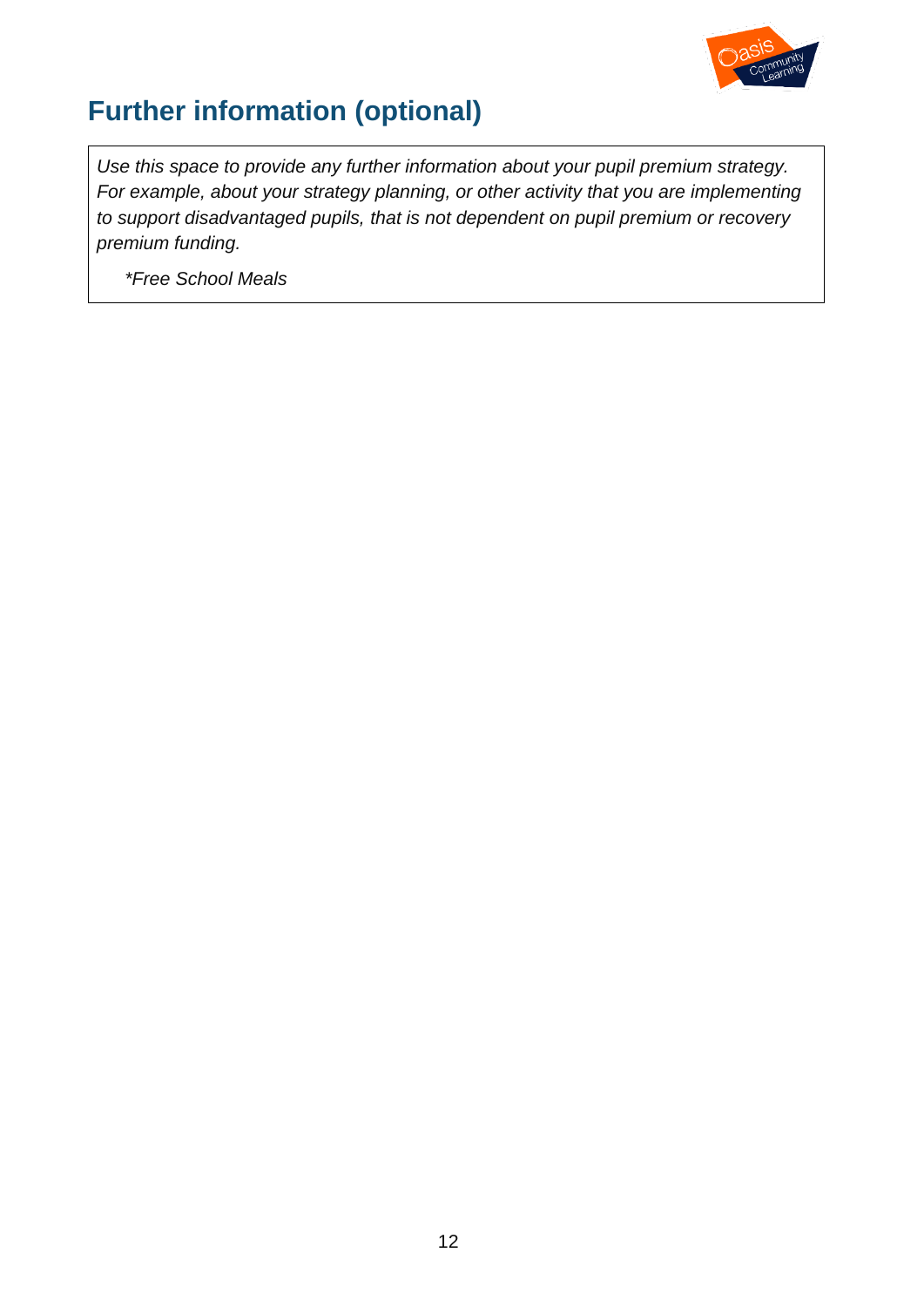## Further information (optional)

*Use this space to provide any further information about your pupil premium strategy. For example, about your strategy planning, or other activity that you are implementing to support disadvantaged pupils, that is not dependent on pupil premium or recovery premium funding.*

*\*Free School Meals*